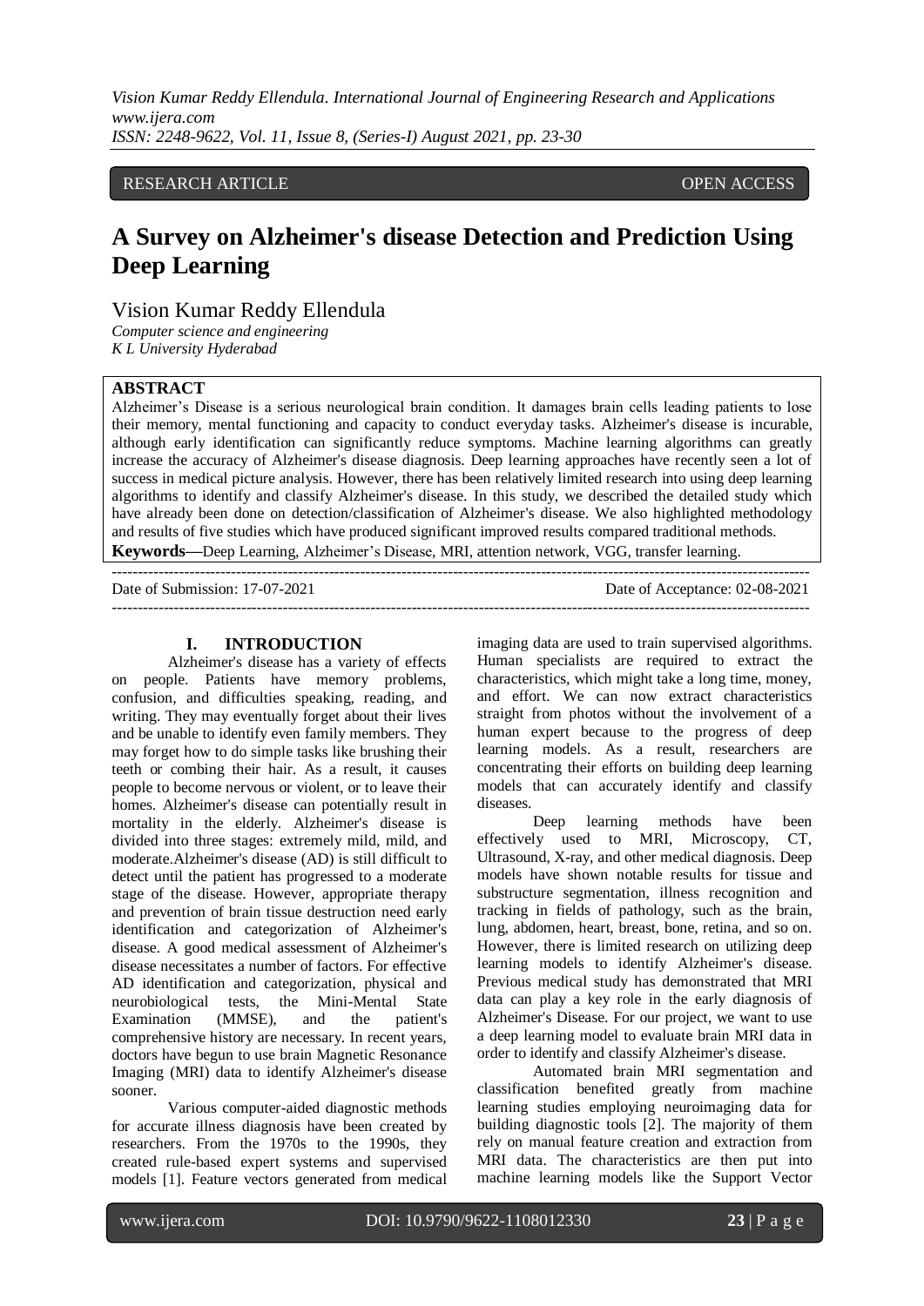RESEARCH ARTICLE OPEN ACCESS

# A Survey on Alzheimer's disease Detection and Prediction Using Deep Learning

Vision Kumar Reddy Ellendula

*Computer science and engineering*
*K L University Hyderabad*

## ABSTRACT

Alzheimer's Disease is a serious neurological brain condition. It damages brain cells leading patients to lose their memory, mental functioning and capacity to conduct everyday tasks. Alzheimer's disease is incurable, although early identification can significantly reduce symptoms. Machine learning algorithms can greatly increase the accuracy of Alzheimer's disease diagnosis. Deep learning approaches have recently seen a lot of success in medical picture analysis. However, there has been relatively limited research into using deep learning algorithms to identify and classify Alzheimer's disease. In this study, we described the detailed study which have already been done on detection/classification of Alzheimer's disease. We also highlighted methodology and results of five studies which have produced significant improved results compared traditional methods.

**Keywords—**Deep Learning, Alzheimer's Disease, MRI, attention network, VGG, transfer learning.

Date of Submission: 17-07-2021 Date of Acceptance: 02-08-2021

## I. INTRODUCTION

Alzheimer's disease has a variety of effects on people. Patients have memory problems, confusion, and difficulties speaking, reading, and writing. They may eventually forget about their lives and be unable to identify even family members. They may forget how to do simple tasks like brushing their teeth or combing their hair. As a result, it causes people to become nervous or violent, or to leave their homes. Alzheimer's disease can potentially result in mortality in the elderly. Alzheimer's disease is divided into three stages: extremely mild, mild, and moderate.Alzheimer's disease (AD) is still difficult to detect until the patient has progressed to a moderate stage of the disease. However, appropriate therapy and prevention of brain tissue destruction need early identification and categorization of Alzheimer's disease. A good medical assessment of Alzheimer's disease necessitates a number of factors. For effective AD identification and categorization, physical and neurobiological tests, the Mini-Mental State Examination (MMSE), and the patient's comprehensive history are necessary. In recent years, doctors have begun to use brain Magnetic Resonance Imaging (MRI) data to identify Alzheimer's disease sooner.

Various computer-aided diagnostic methods for accurate illness diagnosis have been created by researchers. From the 1970s to the 1990s, they created rule-based expert systems and supervised models [1]. Feature vectors generated from medical imaging data are used to train supervised algorithms. Human specialists are required to extract the characteristics, which might take a long time, money, and effort. We can now extract characteristics straight from photos without the involvement of a human expert because to the progress of deep learning models. As a result, researchers are concentrating their efforts on building deep learning models that can accurately identify and classify diseases.

Deep learning methods have been effectively used to MRI, Microscopy, CT, Ultrasound, X-ray, and other medical diagnosis. Deep models have shown notable results for tissue and substructure segmentation, illness recognition and tracking in fields of pathology, such as the brain, lung, abdomen, heart, breast, bone, retina, and so on. However, there is limited research on utilizing deep learning models to identify Alzheimer's disease. Previous medical study has demonstrated that MRI data can play a key role in the early diagnosis of Alzheimer's Disease. For our project, we want to use a deep learning model to evaluate brain MRI data in order to identify and classify Alzheimer's disease.

Automated brain MRI segmentation and classification benefited greatly from machine learning studies employing neuroimaging data for building diagnostic tools [2]. The majority of them rely on manual feature creation and extraction from MRI data. The characteristics are then put into machine learning models like the Support Vector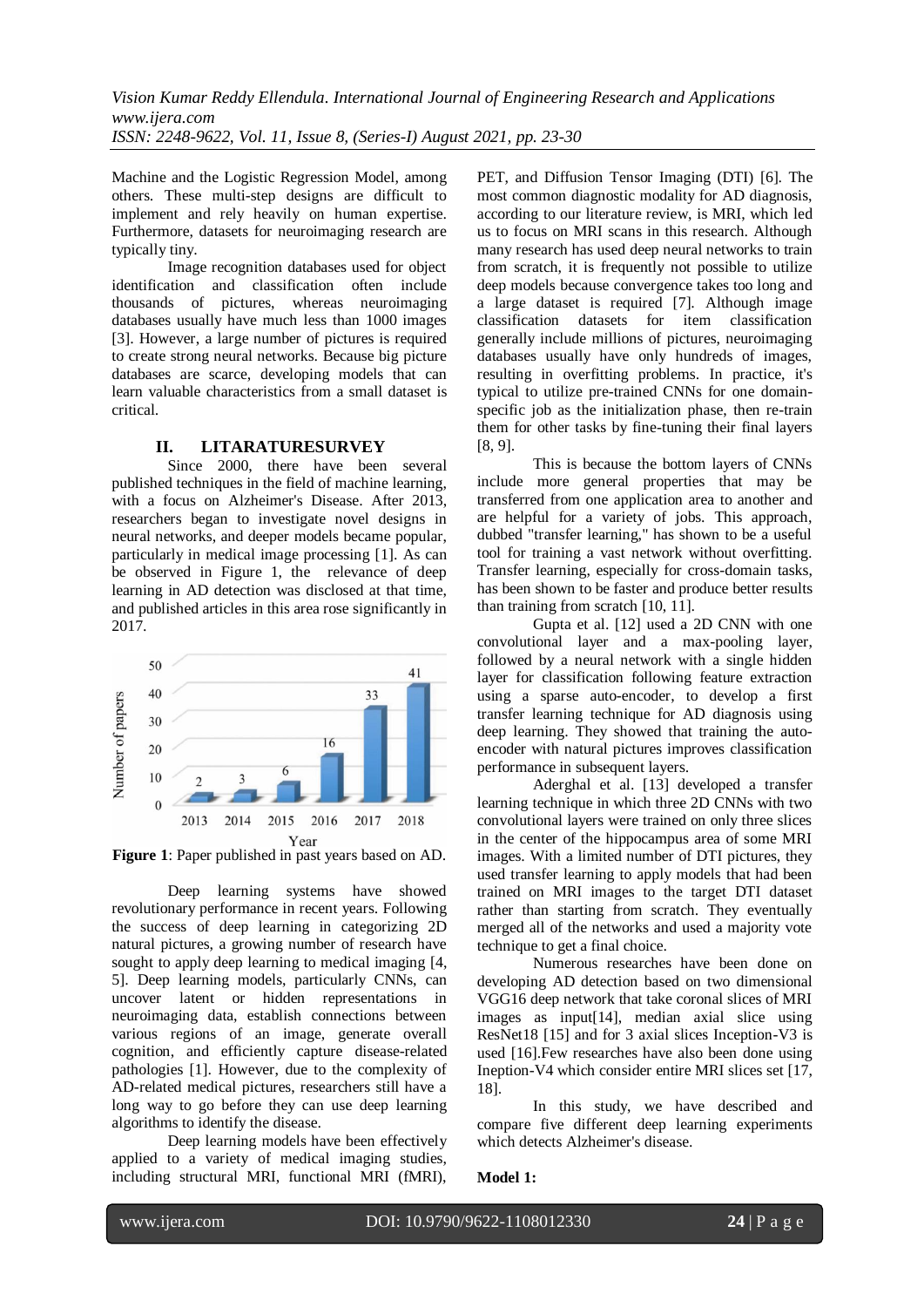Machine and the Logistic Regression Model, among others. These multi-step designs are difficult to implement and rely heavily on human expertise. Furthermore, datasets for neuroimaging research are typically tiny.

Image recognition databases used for object identification and classification often include thousands of pictures, whereas neuroimaging databases usually have much less than 1000 images [3]. However, a large number of pictures is required to create strong neural networks. Because big picture databases are scarce, developing models that can learn valuable characteristics from a small dataset is critical.

## II. LITARATURESURVEY

Since 2000, there have been several published techniques in the field of machine learning, with a focus on Alzheimer's Disease. After 2013, researchers began to investigate novel designs in neural networks, and deeper models became popular, particularly in medical image processing [1]. As can be observed in Figure 1, the relevance of deep learning in AD detection was disclosed at that time, and published articles in this area rose significantly in 2017.

| Year | Number of papers |
|---|---|
| 2013 | 2 |
| 2014 | 3 |
| 2015 | 6 |
| 2016 | 16 |
| 2017 | 33 |
| 2018 | 41 |

**Figure 1**: Paper published in past years based on AD.

Deep learning systems have showed revolutionary performance in recent years. Following the success of deep learning in categorizing 2D natural pictures, a growing number of research have sought to apply deep learning to medical imaging [4, 5]. Deep learning models, particularly CNNs, can uncover latent or hidden representations in neuroimaging data, establish connections between various regions of an image, generate overall cognition, and efficiently capture disease-related pathologies [1]. However, due to the complexity of AD-related medical pictures, researchers still have a long way to go before they can use deep learning algorithms to identify the disease.

Deep learning models have been effectively applied to a variety of medical imaging studies, including structural MRI, functional MRI (fMRI), PET, and Diffusion Tensor Imaging (DTI) [6]. The most common diagnostic modality for AD diagnosis, according to our literature review, is MRI, which led us to focus on MRI scans in this research. Although many research has used deep neural networks to train from scratch, it is frequently not possible to utilize deep models because convergence takes too long and a large dataset is required [7]. Although image classification datasets for item classification generally include millions of pictures, neuroimaging databases usually have only hundreds of images, resulting in overfitting problems. In practice, it's typical to utilize pre-trained CNNs for one domain-specific job as the initialization phase, then re-train them for other tasks by fine-tuning their final layers [8, 9].

This is because the bottom layers of CNNs include more general properties that may be transferred from one application area to another and are helpful for a variety of jobs. This approach, dubbed "transfer learning," has shown to be a useful tool for training a vast network without overfitting. Transfer learning, especially for cross-domain tasks, has been shown to be faster and produce better results than training from scratch [10, 11].

Gupta et al. [12] used a 2D CNN with one convolutional layer and a max-pooling layer, followed by a neural network with a single hidden layer for classification following feature extraction using a sparse auto-encoder, to develop a first transfer learning technique for AD diagnosis using deep learning. They showed that training the auto-encoder with natural pictures improves classification performance in subsequent layers.

Aderghal et al. [13] developed a transfer learning technique in which three 2D CNNs with two convolutional layers were trained on only three slices in the center of the hippocampus area of some MRI images. With a limited number of DTI pictures, they used transfer learning to apply models that had been trained on MRI images to the target DTI dataset rather than starting from scratch. They eventually merged all of the networks and used a majority vote technique to get a final choice.

Numerous researches have been done on developing AD detection based on two dimensional VGG16 deep network that take coronal slices of MRI images as input[14], median axial slice using ResNet18 [15] and for 3 axial slices Inception-V3 is used [16].Few researches have also been done using Ineption-V4 which consider entire MRI slices set [17, 18].

In this study, we have described and compare five different deep learning experiments which detects Alzheimer's disease.

**Model 1:**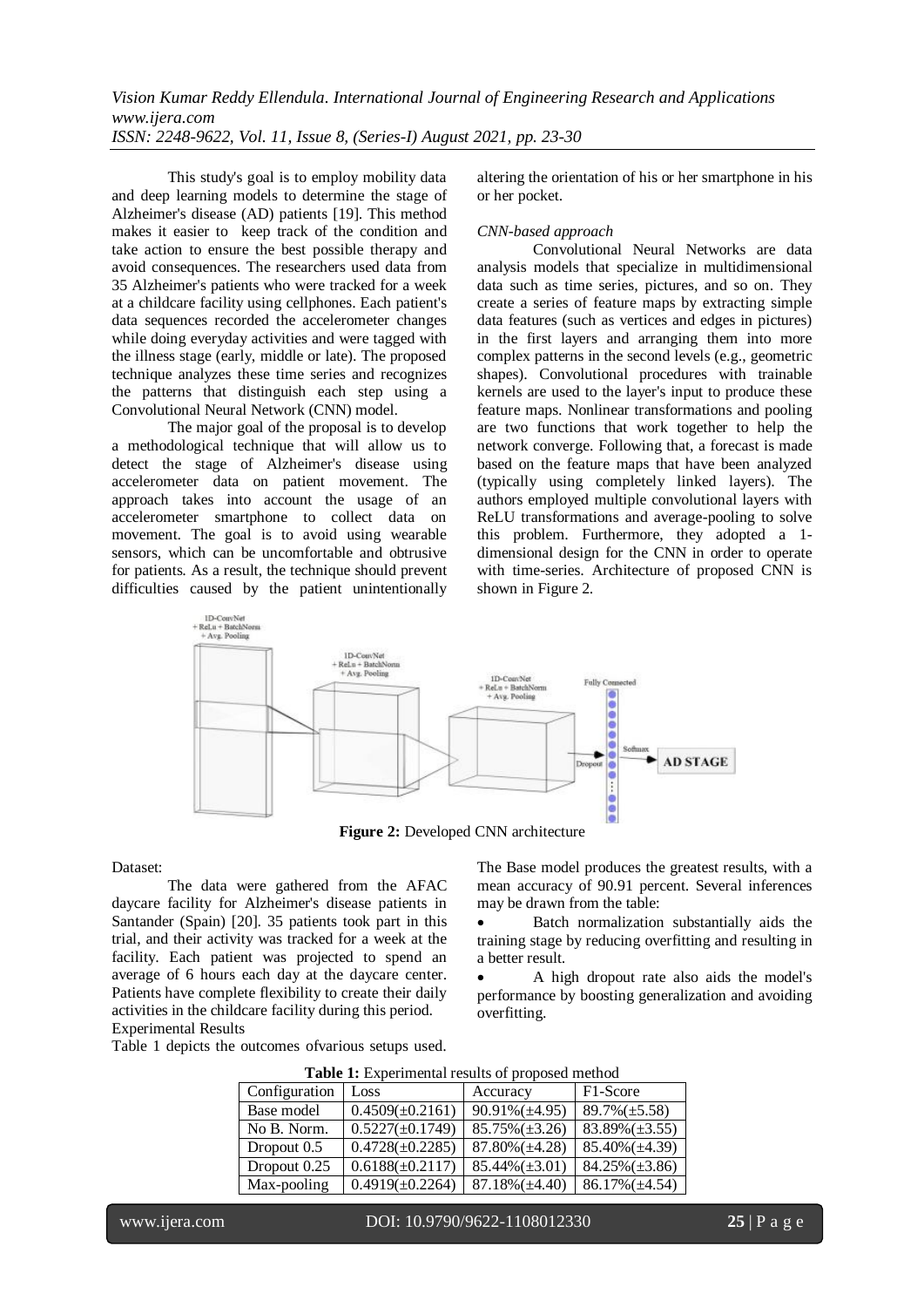This study's goal is to employ mobility data and deep learning models to determine the stage of Alzheimer's disease (AD) patients [19]. This method makes it easier to keep track of the condition and take action to ensure the best possible therapy and avoid consequences. The researchers used data from 35 Alzheimer's patients who were tracked for a week at a childcare facility using cellphones. Each patient's data sequences recorded the accelerometer changes while doing everyday activities and were tagged with the illness stage (early, middle or late). The proposed technique analyzes these time series and recognizes the patterns that distinguish each step using a Convolutional Neural Network (CNN) model.

The major goal of the proposal is to develop a methodological technique that will allow us to detect the stage of Alzheimer's disease using accelerometer data on patient movement. The approach takes into account the usage of an accelerometer smartphone to collect data on movement. The goal is to avoid using wearable sensors, which can be uncomfortable and obtrusive for patients. As a result, the technique should prevent difficulties caused by the patient unintentionally altering the orientation of his or her smartphone in his or her pocket.

*CNN-based approach*

Convolutional Neural Networks are data analysis models that specialize in multidimensional data such as time series, pictures, and so on. They create a series of feature maps by extracting simple data features (such as vertices and edges in pictures) in the first layers and arranging them into more complex patterns in the second levels (e.g., geometric shapes). Convolutional procedures with trainable kernels are used to the layer's input to produce these feature maps. Nonlinear transformations and pooling are two functions that work together to help the network converge. Following that, a forecast is made based on the feature maps that have been analyzed (typically using completely linked layers). The authors employed multiple convolutional layers with ReLU transformations and average-pooling to solve this problem. Furthermore, they adopted a 1-dimensional design for the CNN in order to operate with time-series. Architecture of proposed CNN is shown in Figure 2.

**Figure 2:** Developed CNN architecture

Dataset:

The data were gathered from the AFAC daycare facility for Alzheimer's disease patients in Santander (Spain) [20]. 35 patients took part in this trial, and their activity was tracked for a week at the facility. Each patient was projected to spend an average of 6 hours each day at the daycare center. Patients have complete flexibility to create their daily activities in the childcare facility during this period.

Experimental Results

Table 1 depicts the outcomes ofvarious setups used. The Base model produces the greatest results, with a mean accuracy of 90.91 percent. Several inferences may be drawn from the table:

- Batch normalization substantially aids the training stage by reducing overfitting and resulting in a better result.
- A high dropout rate also aids the model's performance by boosting generalization and avoiding overfitting.

**Table 1:** Experimental results of proposed method

| Configuration | Loss | Accuracy | F1-Score |
|---|---|---|---|
| Base model | 0.4509(±0.2161) | 90.91%(±4.95) | 89.7%(±5.58) |
| No B. Norm. | 0.5227(±0.1749) | 85.75%(±3.26) | 83.89%(±3.55) |
| Dropout 0.5 | 0.4728(±0.2285) | 87.80%(±4.28) | 85.40%(±4.39) |
| Dropout 0.25 | 0.6188(±0.2117) | 85.44%(±3.01) | 84.25%(±3.86) |
| Max-pooling | 0.4919(±0.2264) | 87.18%(±4.40) | 86.17%(±4.54) |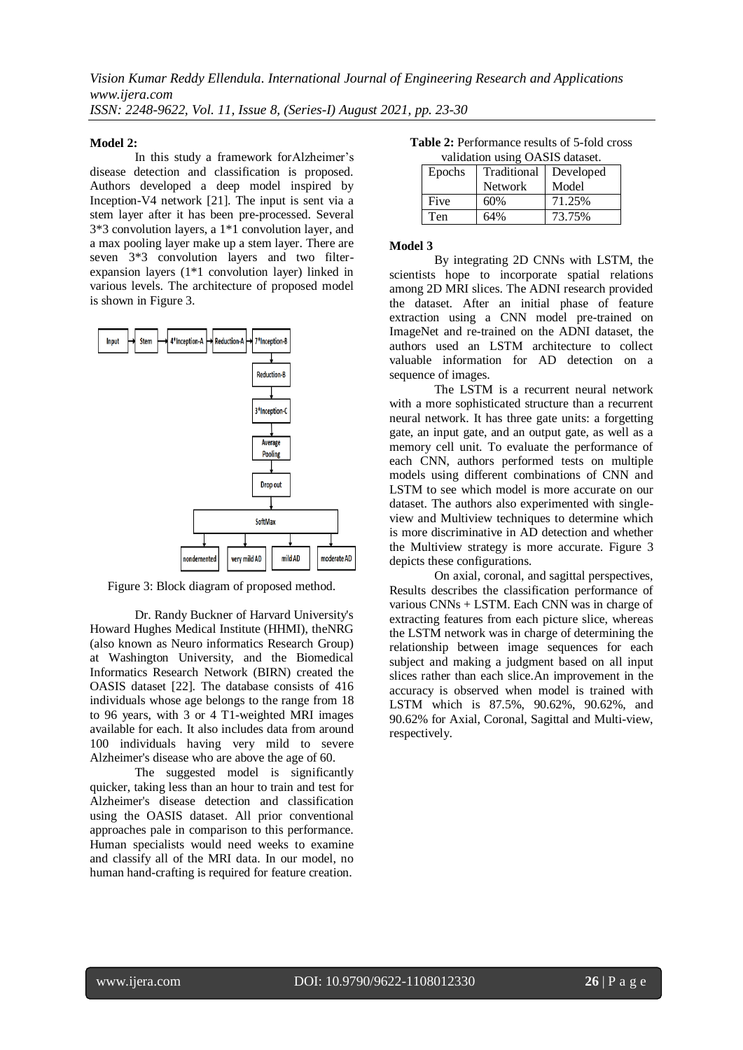**Model 2:**

In this study a framework forAlzheimer's disease detection and classification is proposed. Authors developed a deep model inspired by Inception-V4 network [21]. The input is sent via a stem layer after it has been pre-processed. Several 3*3 convolution layers, a 1*1 convolution layer, and a max pooling layer make up a stem layer. There are seven 3*3 convolution layers and two filter-expansion layers (1*1 convolution layer) linked in various levels. The architecture of proposed model is shown in Figure 3.

Figure 3: Block diagram of proposed method.

Dr. Randy Buckner of Harvard University's Howard Hughes Medical Institute (HHMI), theNRG (also known as Neuro informatics Research Group) at Washington University, and the Biomedical Informatics Research Network (BIRN) created the OASIS dataset [22]. The database consists of 416 individuals whose age belongs to the range from 18 to 96 years, with 3 or 4 T1-weighted MRI images available for each. It also includes data from around 100 individuals having very mild to severe Alzheimer's disease who are above the age of 60.

The suggested model is significantly quicker, taking less than an hour to train and test for Alzheimer's disease detection and classification using the OASIS dataset. All prior conventional approaches pale in comparison to this performance. Human specialists would need weeks to examine and classify all of the MRI data. In our model, no human hand-crafting is required for feature creation.

**Table 2:** Performance results of 5-fold cross validation using OASIS dataset.

| Epochs | Traditional Network | Developed Model |
|---|---|---|
| Five | 60% | 71.25% |
| Ten | 64% | 73.75% |

**Model 3**

By integrating 2D CNNs with LSTM, the scientists hope to incorporate spatial relations among 2D MRI slices. The ADNI research provided the dataset. After an initial phase of feature extraction using a CNN model pre-trained on ImageNet and re-trained on the ADNI dataset, the authors used an LSTM architecture to collect valuable information for AD detection on a sequence of images.

The LSTM is a recurrent neural network with a more sophisticated structure than a recurrent neural network. It has three gate units: a forgetting gate, an input gate, and an output gate, as well as a memory cell unit. To evaluate the performance of each CNN, authors performed tests on multiple models using different combinations of CNN and LSTM to see which model is more accurate on our dataset. The authors also experimented with single-view and Multiview techniques to determine which is more discriminative in AD detection and whether the Multiview strategy is more accurate. Figure 3 depicts these configurations.

On axial, coronal, and sagittal perspectives, Results describes the classification performance of various CNNs + LSTM. Each CNN was in charge of extracting features from each picture slice, whereas the LSTM network was in charge of determining the relationship between image sequences for each subject and making a judgment based on all input slices rather than each slice.An improvement in the accuracy is observed when model is trained with LSTM which is 87.5%, 90.62%, 90.62%, and 90.62% for Axial, Coronal, Sagittal and Multi-view, respectively.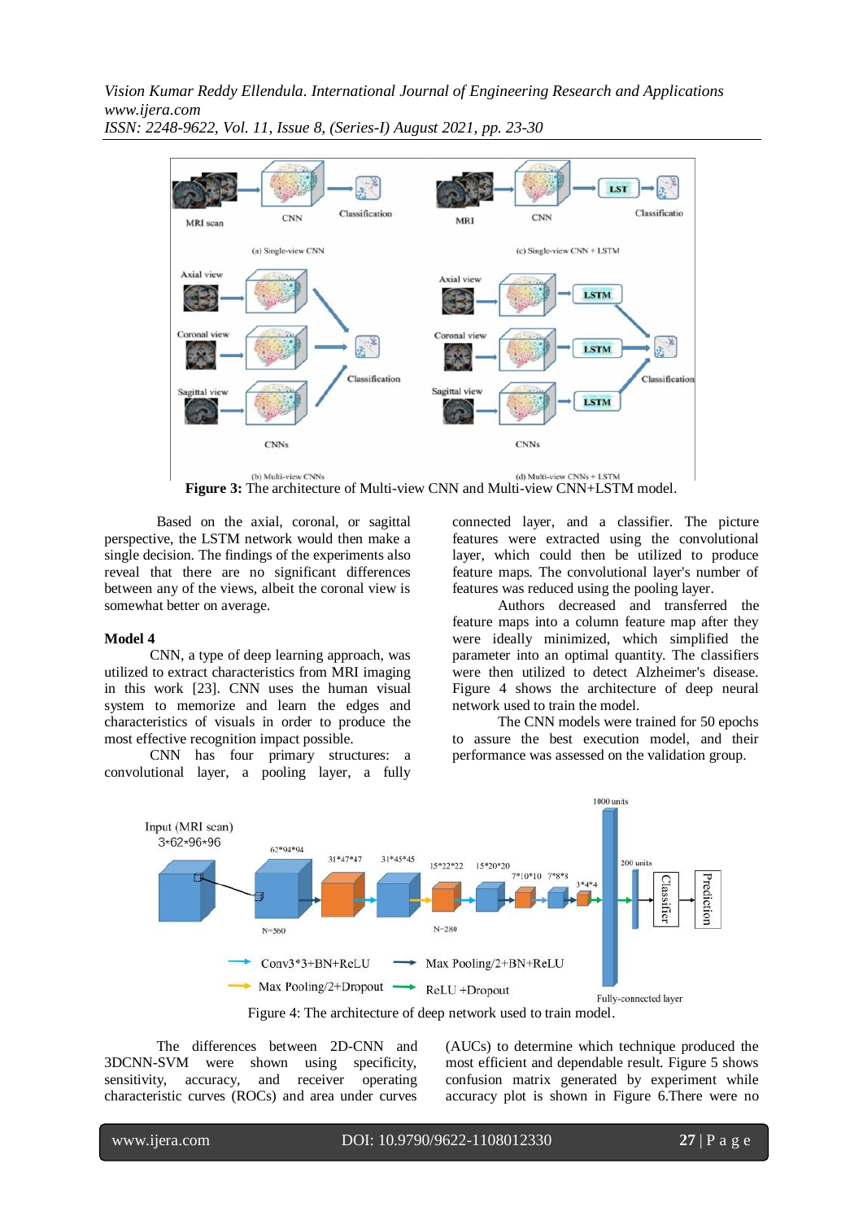**Figure 3:** The architecture of Multi-view CNN and Multi-view CNN+LSTM model.

Based on the axial, coronal, or sagittal perspective, the LSTM network would then make a single decision. The findings of the experiments also reveal that there are no significant differences between any of the views, albeit the coronal view is somewhat better on average.

**Model 4**

CNN, a type of deep learning approach, was utilized to extract characteristics from MRI imaging in this work [23]. CNN uses the human visual system to memorize and learn the edges and characteristics of visuals in order to produce the most effective recognition impact possible.

CNN has four primary structures: a convolutional layer, a pooling layer, a fully connected layer, and a classifier. The picture features were extracted using the convolutional layer, which could then be utilized to produce feature maps. The convolutional layer's number of features was reduced using the pooling layer.

Authors decreased and transferred the feature maps into a column feature map after they were ideally minimized, which simplified the parameter into an optimal quantity. The classifiers were then utilized to detect Alzheimer's disease. Figure 4 shows the architecture of deep neural network used to train the model.

The CNN models were trained for 50 epochs to assure the best execution model, and their performance was assessed on the validation group.

Figure 4: The architecture of deep network used to train model.

The differences between 2D-CNN and 3DCNN-SVM were shown using specificity, sensitivity, accuracy, and receiver operating characteristic curves (ROCs) and area under curves (AUCs) to determine which technique produced the most efficient and dependable result. Figure 5 shows confusion matrix generated by experiment while accuracy plot is shown in Figure 6.There were no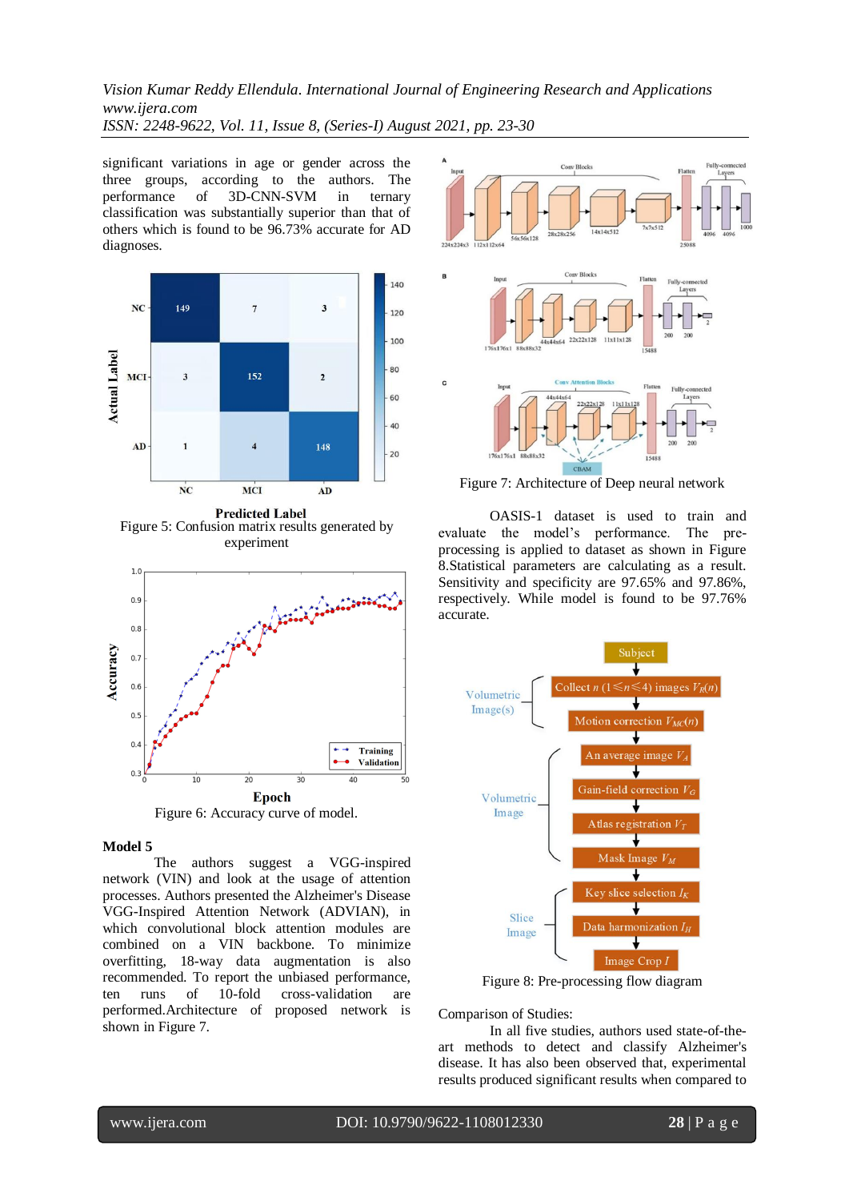significant variations in age or gender across the three groups, according to the authors. The performance of 3D-CNN-SVM in ternary classification was substantially superior than that of others which is found to be 96.73% accurate for AD diagnoses.

Figure 5: Confusion matrix results generated by experiment

Figure 6: Accuracy curve of model.

### Model 5

The authors suggest a VGG-inspired network (VIN) and look at the usage of attention processes. Authors presented the Alzheimer's Disease VGG-Inspired Attention Network (ADVIAN), in which convolutional block attention modules are combined on a VIN backbone. To minimize overfitting, 18-way data augmentation is also recommended. To report the unbiased performance, ten runs of 10-fold cross-validation are performed.Architecture of proposed network is shown in Figure 7.

Figure 7: Architecture of Deep neural network

OASIS-1 dataset is used to train and evaluate the model's performance. The pre-processing is applied to dataset as shown in Figure 8.Statistical parameters are calculating as a result. Sensitivity and specificity are 97.65% and 97.86%, respectively. While model is found to be 97.76% accurate.

Figure 8: Pre-processing flow diagram

Comparison of Studies:

In all five studies, authors used state-of-the-art methods to detect and classify Alzheimer's disease. It has also been observed that, experimental results produced significant results when compared to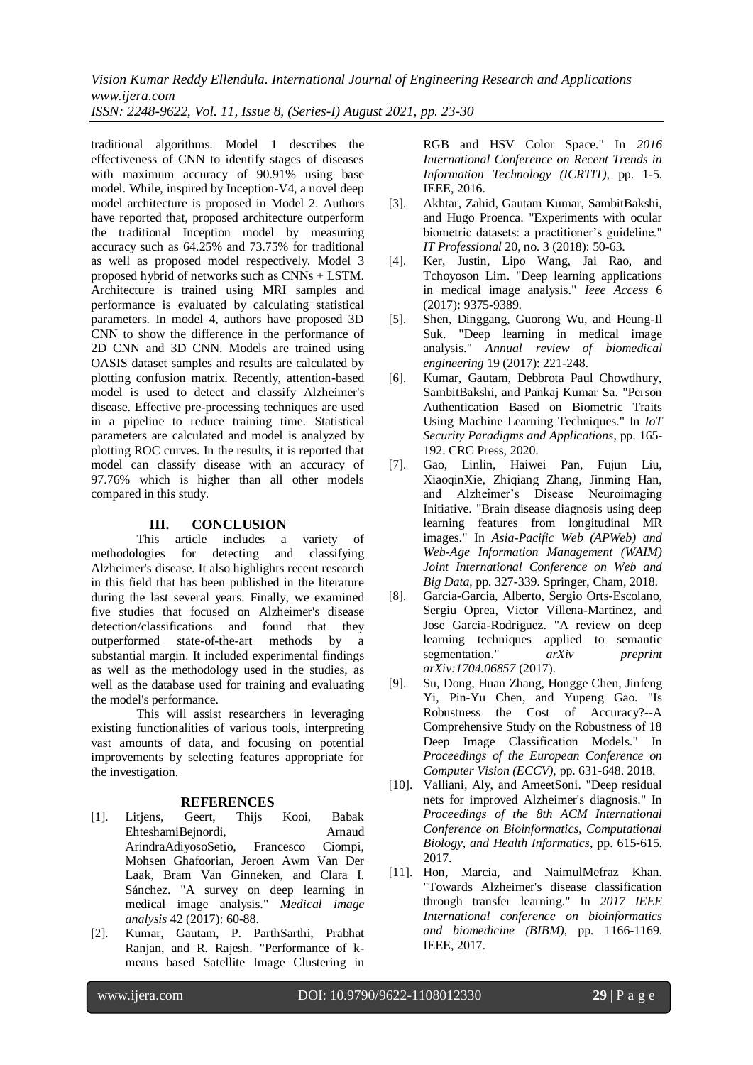traditional algorithms. Model 1 describes the effectiveness of CNN to identify stages of diseases with maximum accuracy of 90.91% using base model. While, inspired by Inception-V4, a novel deep model architecture is proposed in Model 2. Authors have reported that, proposed architecture outperform the traditional Inception model by measuring accuracy such as 64.25% and 73.75% for traditional as well as proposed model respectively. Model 3 proposed hybrid of networks such as CNNs + LSTM. Architecture is trained using MRI samples and performance is evaluated by calculating statistical parameters. In model 4, authors have proposed 3D CNN to show the difference in the performance of 2D CNN and 3D CNN. Models are trained using OASIS dataset samples and results are calculated by plotting confusion matrix. Recently, attention-based model is used to detect and classify Alzheimer's disease. Effective pre-processing techniques are used in a pipeline to reduce training time. Statistical parameters are calculated and model is analyzed by plotting ROC curves. In the results, it is reported that model can classify disease with an accuracy of 97.76% which is higher than all other models compared in this study.

## III. CONCLUSION

This article includes a variety of methodologies for detecting and classifying Alzheimer's disease. It also highlights recent research in this field that has been published in the literature during the last several years. Finally, we examined five studies that focused on Alzheimer's disease detection/classifications and found that they outperformed state-of-the-art methods by a substantial margin. It included experimental findings as well as the methodology used in the studies, as well as the database used for training and evaluating the model's performance.

This will assist researchers in leveraging existing functionalities of various tools, interpreting vast amounts of data, and focusing on potential improvements by selecting features appropriate for the investigation.

## REFERENCES

[1]. Litjens, Geert, Thijs Kooi, Babak EhteshamiBejnordi, Arnaud ArindraAdiyosoSetio, Francesco Ciompi, Mohsen Ghafoorian, Jeroen Awm Van Der Laak, Bram Van Ginneken, and Clara I. Sánchez. "A survey on deep learning in medical image analysis." *Medical image analysis* 42 (2017): 60-88.

[2]. Kumar, Gautam, P. ParthSarthi, Prabhat Ranjan, and R. Rajesh. "Performance of k-means based Satellite Image Clustering in RGB and HSV Color Space." In *2016 International Conference on Recent Trends in Information Technology (ICRTIT)*, pp. 1-5. IEEE, 2016.

[3]. Akhtar, Zahid, Gautam Kumar, SambitBakshi, and Hugo Proenca. "Experiments with ocular biometric datasets: a practitioner's guideline." *IT Professional* 20, no. 3 (2018): 50-63.

[4]. Ker, Justin, Lipo Wang, Jai Rao, and Tchoyoson Lim. "Deep learning applications in medical image analysis." *Ieee Access* 6 (2017): 9375-9389.

[5]. Shen, Dinggang, Guorong Wu, and Heung-Il Suk. "Deep learning in medical image analysis." *Annual review of biomedical engineering* 19 (2017): 221-248.

[6]. Kumar, Gautam, Debbrota Paul Chowdhury, SambitBakshi, and Pankaj Kumar Sa. "Person Authentication Based on Biometric Traits Using Machine Learning Techniques." In *IoT Security Paradigms and Applications*, pp. 165-192. CRC Press, 2020.

[7]. Gao, Linlin, Haiwei Pan, Fujun Liu, XiaoqinXie, Zhiqiang Zhang, Jinming Han, and Alzheimer's Disease Neuroimaging Initiative. "Brain disease diagnosis using deep learning features from longitudinal MR images." In *Asia-Pacific Web (APWeb) and Web-Age Information Management (WAIM) Joint International Conference on Web and Big Data*, pp. 327-339. Springer, Cham, 2018.

[8]. Garcia-Garcia, Alberto, Sergio Orts-Escolano, Sergiu Oprea, Victor Villena-Martinez, and Jose Garcia-Rodriguez. "A review on deep learning techniques applied to semantic segmentation." *arXiv preprint arXiv:1704.06857* (2017).

[9]. Su, Dong, Huan Zhang, Hongge Chen, Jinfeng Yi, Pin-Yu Chen, and Yupeng Gao. "Is Robustness the Cost of Accuracy?--A Comprehensive Study on the Robustness of 18 Deep Image Classification Models." In *Proceedings of the European Conference on Computer Vision (ECCV)*, pp. 631-648. 2018.

[10]. Valliani, Aly, and AmeetSoni. "Deep residual nets for improved Alzheimer's diagnosis." In *Proceedings of the 8th ACM International Conference on Bioinformatics, Computational Biology, and Health Informatics*, pp. 615-615. 2017.

[11]. Hon, Marcia, and NaimulMefraz Khan. "Towards Alzheimer's disease classification through transfer learning." In *2017 IEEE International conference on bioinformatics and biomedicine (BIBM)*, pp. 1166-1169. IEEE, 2017.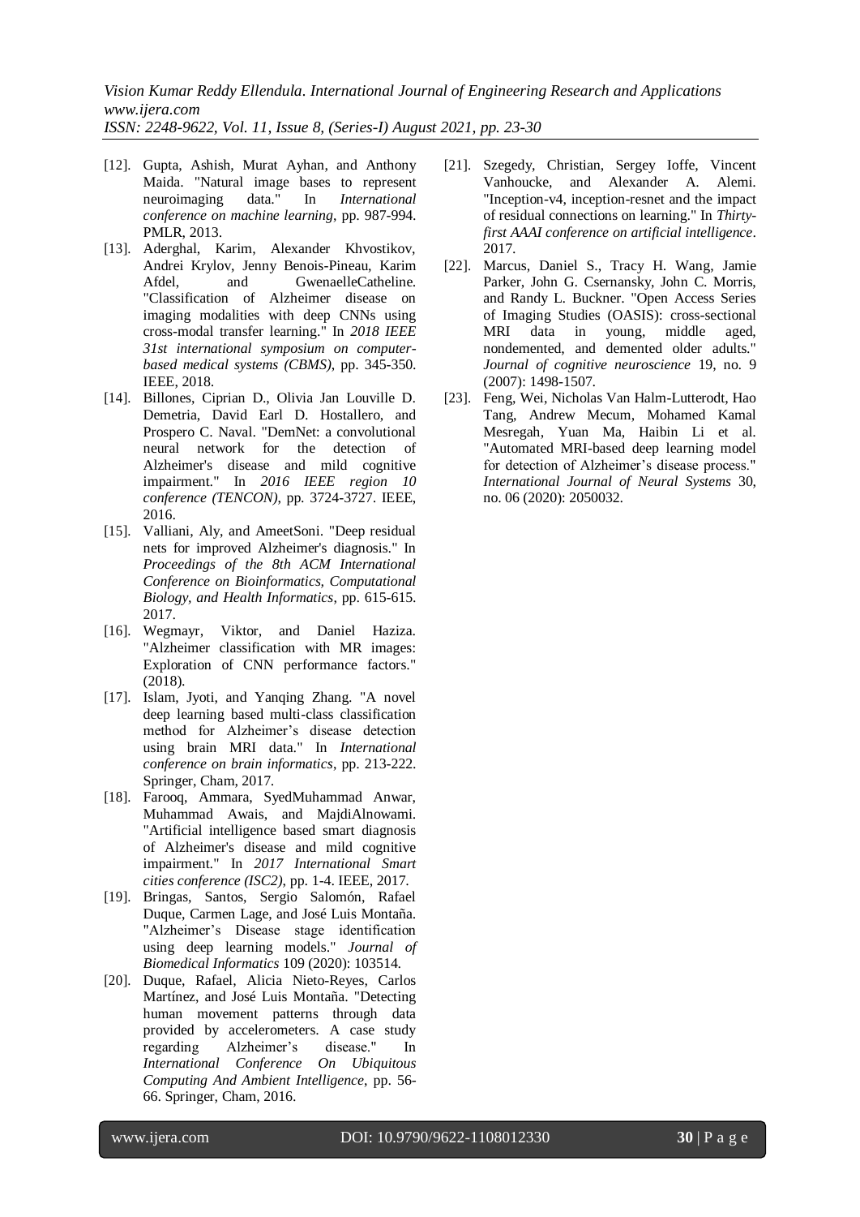[12]. Gupta, Ashish, Murat Ayhan, and Anthony Maida. "Natural image bases to represent neuroimaging data." In *International conference on machine learning*, pp. 987-994. PMLR, 2013.

[13]. Aderghal, Karim, Alexander Khvostikov, Andrei Krylov, Jenny Benois-Pineau, Karim Afdel, and GwenaelleCatheline. "Classification of Alzheimer disease on imaging modalities with deep CNNs using cross-modal transfer learning." In *2018 IEEE 31st international symposium on computer-based medical systems (CBMS)*, pp. 345-350. IEEE, 2018.

[14]. Billones, Ciprian D., Olivia Jan Louville D. Demetria, David Earl D. Hostallero, and Prospero C. Naval. "DemNet: a convolutional neural network for the detection of Alzheimer's disease and mild cognitive impairment." In *2016 IEEE region 10 conference (TENCON)*, pp. 3724-3727. IEEE, 2016.

[15]. Valliani, Aly, and AmeetSoni. "Deep residual nets for improved Alzheimer's diagnosis." In *Proceedings of the 8th ACM International Conference on Bioinformatics, Computational Biology, and Health Informatics*, pp. 615-615. 2017.

[16]. Wegmayr, Viktor, and Daniel Haziza. "Alzheimer classification with MR images: Exploration of CNN performance factors." (2018).

[17]. Islam, Jyoti, and Yanqing Zhang. "A novel deep learning based multi-class classification method for Alzheimer's disease detection using brain MRI data." In *International conference on brain informatics*, pp. 213-222. Springer, Cham, 2017.

[18]. Farooq, Ammara, SyedMuhammad Anwar, Muhammad Awais, and MajdiAlnowami. "Artificial intelligence based smart diagnosis of Alzheimer's disease and mild cognitive impairment." In *2017 International Smart cities conference (ISC2)*, pp. 1-4. IEEE, 2017.

[19]. Bringas, Santos, Sergio Salomón, Rafael Duque, Carmen Lage, and José Luis Montaña. "Alzheimer's Disease stage identification using deep learning models." *Journal of Biomedical Informatics* 109 (2020): 103514.

[20]. Duque, Rafael, Alicia Nieto-Reyes, Carlos Martínez, and José Luis Montaña. "Detecting human movement patterns through data provided by accelerometers. A case study regarding Alzheimer's disease." In *International Conference On Ubiquitous Computing And Ambient Intelligence*, pp. 56-66. Springer, Cham, 2016.

[21]. Szegedy, Christian, Sergey Ioffe, Vincent Vanhoucke, and Alexander A. Alemi. "Inception-v4, inception-resnet and the impact of residual connections on learning." In *Thirty-first AAAI conference on artificial intelligence*. 2017.

[22]. Marcus, Daniel S., Tracy H. Wang, Jamie Parker, John G. Csernansky, John C. Morris, and Randy L. Buckner. "Open Access Series of Imaging Studies (OASIS): cross-sectional MRI data in young, middle aged, nondemented, and demented older adults." *Journal of cognitive neuroscience* 19, no. 9 (2007): 1498-1507.

[23]. Feng, Wei, Nicholas Van Halm-Lutterodt, Hao Tang, Andrew Mecum, Mohamed Kamal Mesregah, Yuan Ma, Haibin Li et al. "Automated MRI-based deep learning model for detection of Alzheimer's disease process." *International Journal of Neural Systems* 30, no. 06 (2020): 2050032.